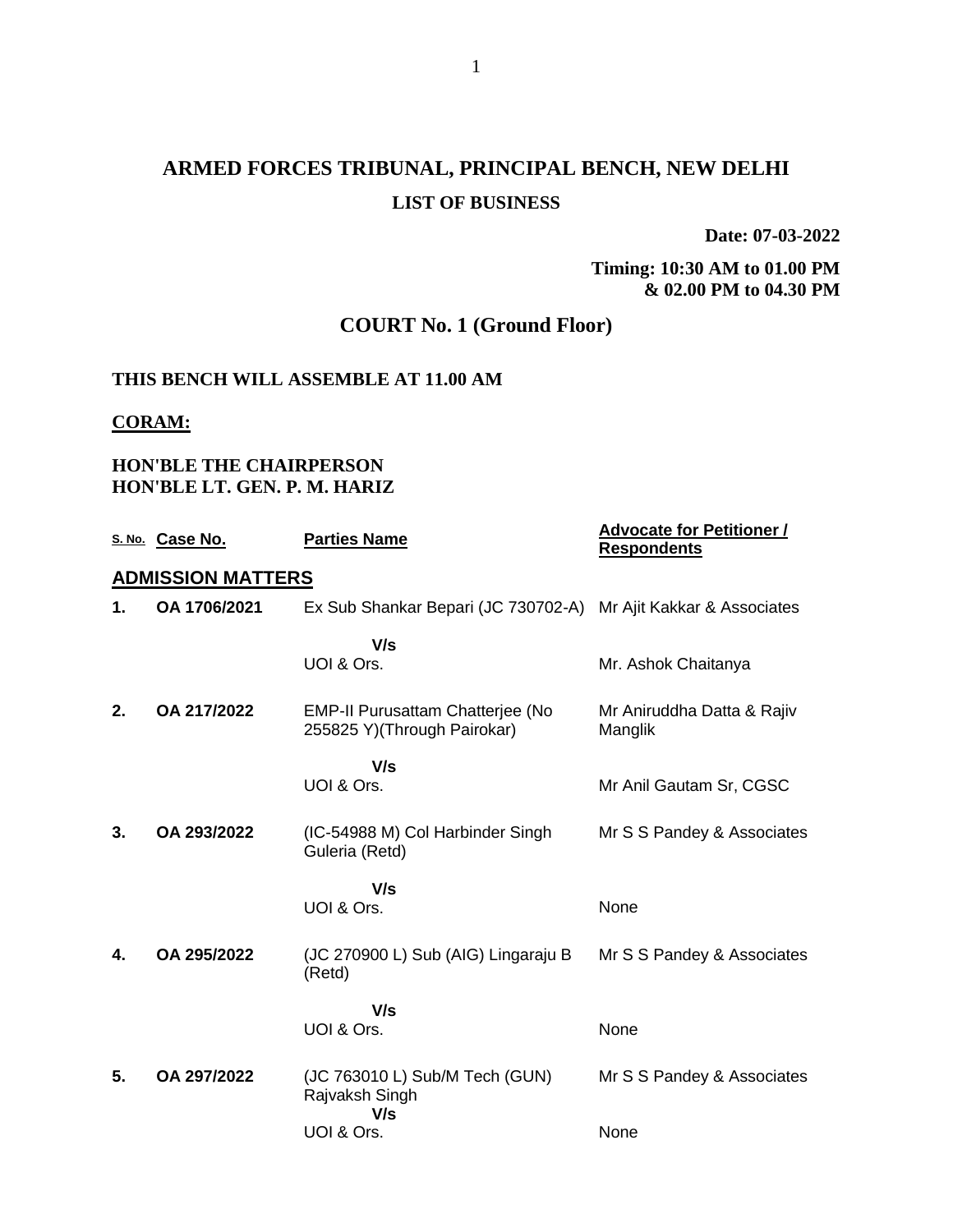# ARMED FORCES TRIBUNAL, PRINCIPAL BENCH, NEW DELHI

## LIST OF BUSINESS

**Date: 07-03-2022**

**Timing: 10:30 AM to 01.00 PM & 02.00 PM to 04.30 PM**

## COURT No. 1 (Ground Floor)

**THIS BENCH WILL ASSEMBLE AT 11.00 AM**

**CORAM:**

**HON'BLE THE CHAIRPERSON**
**HON'BLE LT. GEN. P. M. HARIZ**

| S. No. | Case No. | Parties Name | Advocate for Petitioner / Respondents |
|---|---|---|---|
| **ADMISSION MATTERS** | | | |
| **1.** | **OA 1706/2021** | Ex Sub Shankar Bepari (JC 730702-A) | Mr Ajit Kakkar & Associates |
| | | **V/s** | |
| | | UOI & Ors. | Mr. Ashok Chaitanya |
| **2.** | **OA 217/2022** | EMP-II Purusattam Chatterjee (No 255825 Y)(Through Pairokar) | Mr Aniruddha Datta & Rajiv Manglik |
| | | **V/s** | |
| | | UOI & Ors. | Mr Anil Gautam Sr, CGSC |
| **3.** | **OA 293/2022** | (IC-54988 M) Col Harbinder Singh Guleria (Retd) | Mr S S Pandey & Associates |
| | | **V/s** | |
| | | UOI & Ors. | None |
| **4.** | **OA 295/2022** | (JC 270900 L) Sub (AIG) Lingaraju B (Retd) | Mr S S Pandey & Associates |
| | | **V/s** | |
| | | UOI & Ors. | None |
| **5.** | **OA 297/2022** | (JC 763010 L) Sub/M Tech (GUN) Rajvaksh Singh | Mr S S Pandey & Associates |
| | | **V/s** | |
| | | UOI & Ors. | None |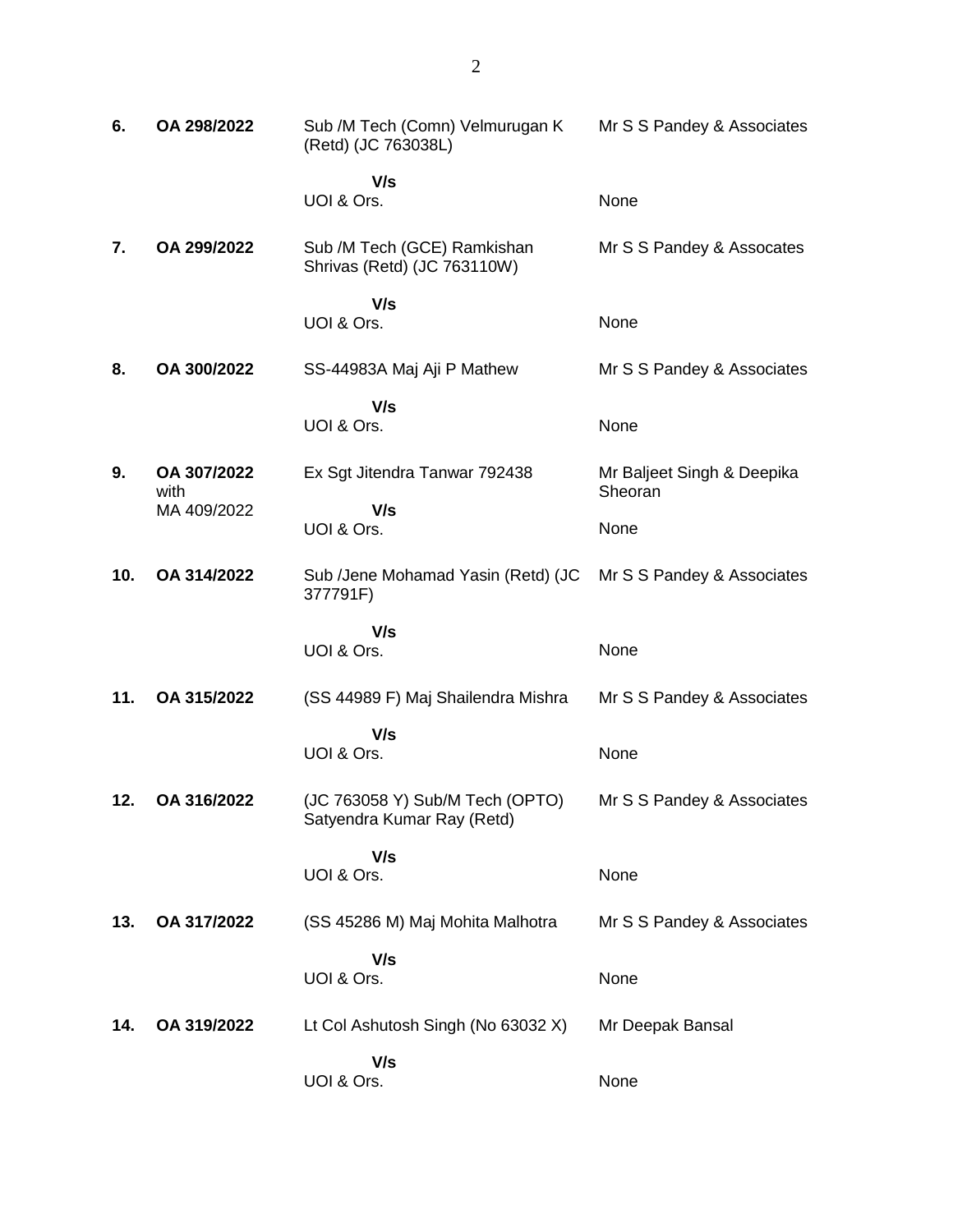| | | | |
|---|---|---|---|
| **6.** | **OA 298/2022** | Sub /M Tech (Comn) Velmurugan K (Retd) (JC 763038L) | Mr S S Pandey & Associates |
| | | **V/s** | |
| | | UOI & Ors. | None |
| **7.** | **OA 299/2022** | Sub /M Tech (GCE) Ramkishan Shrivas (Retd) (JC 763110W) | Mr S S Pandey & Assocates |
| | | **V/s** | |
| | | UOI & Ors. | None |
| **8.** | **OA 300/2022** | SS-44983A Maj Aji P Mathew | Mr S S Pandey & Associates |
| | | **V/s** | |
| | | UOI & Ors. | None |
| **9.** | **OA 307/2022** with MA 409/2022 | Ex Sgt Jitendra Tanwar 792438 | Mr Baljeet Singh & Deepika Sheoran |
| | | **V/s** | |
| | | UOI & Ors. | None |
| **10.** | **OA 314/2022** | Sub /Jene Mohamad Yasin (Retd) (JC 377791F) | Mr S S Pandey & Associates |
| | | **V/s** | |
| | | UOI & Ors. | None |
| **11.** | **OA 315/2022** | (SS 44989 F) Maj Shailendra Mishra | Mr S S Pandey & Associates |
| | | **V/s** | |
| | | UOI & Ors. | None |
| **12.** | **OA 316/2022** | (JC 763058 Y) Sub/M Tech (OPTO) Satyendra Kumar Ray (Retd) | Mr S S Pandey & Associates |
| | | **V/s** | |
| | | UOI & Ors. | None |
| **13.** | **OA 317/2022** | (SS 45286 M) Maj Mohita Malhotra | Mr S S Pandey & Associates |
| | | **V/s** | |
| | | UOI & Ors. | None |
| **14.** | **OA 319/2022** | Lt Col Ashutosh Singh (No 63032 X) | Mr Deepak Bansal |
| | | **V/s** | |
| | | UOI & Ors. | None |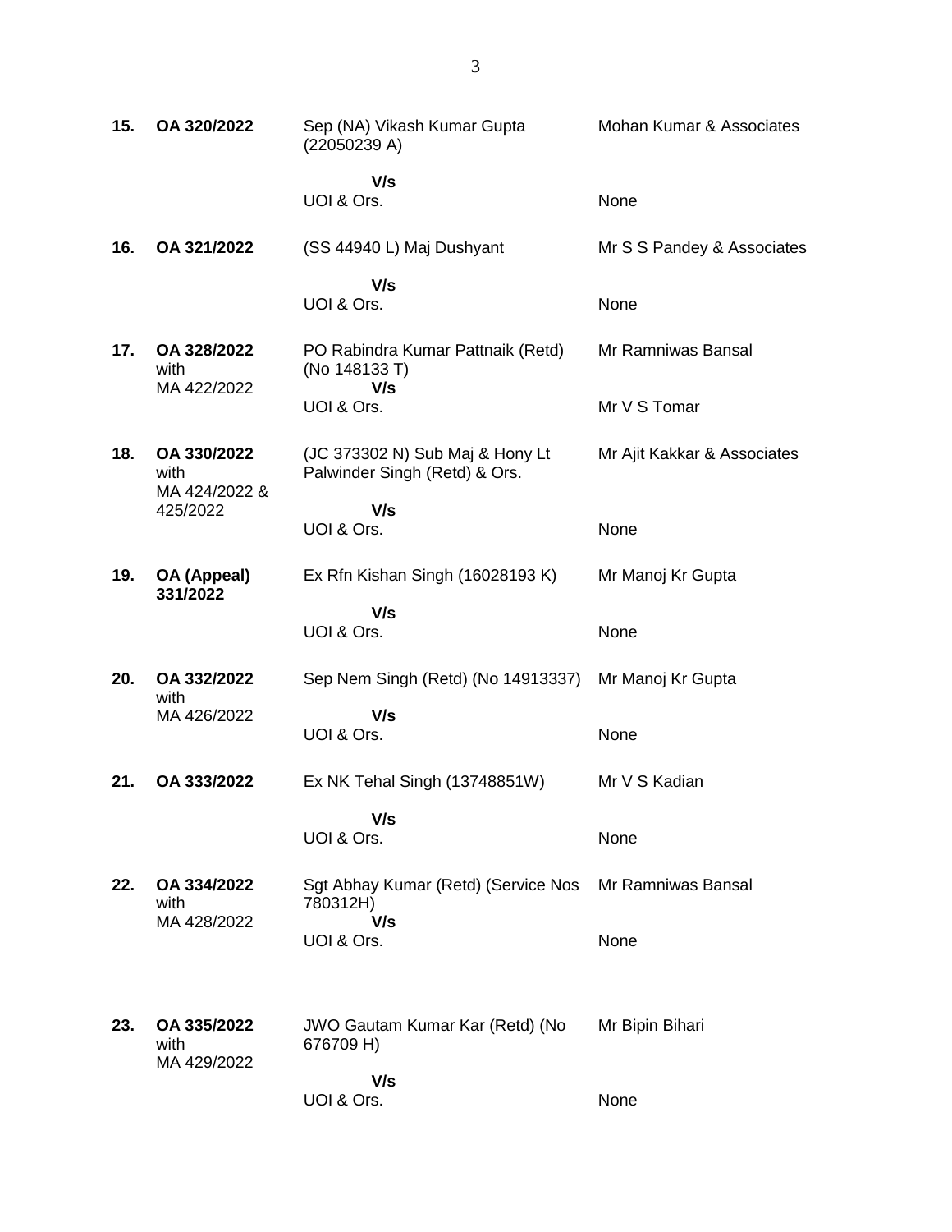| | | | |
|---|---|---|---|
| **15.** | **OA 320/2022** | Sep (NA) Vikash Kumar Gupta (22050239 A)<br>**V/s**<br>UOI & Ors. | Mohan Kumar & Associates<br><br>None |
| **16.** | **OA 321/2022** | (SS 44940 L) Maj Dushyant<br>**V/s**<br>UOI & Ors. | Mr S S Pandey & Associates<br><br>None |
| **17.** | **OA 328/2022** with MA 422/2022 | PO Rabindra Kumar Pattnaik (Retd) (No 148133 T)<br>**V/s**<br>UOI & Ors. | Mr Ramniwas Bansal<br><br>Mr V S Tomar |
| **18.** | **OA 330/2022** with MA 424/2022 & 425/2022 | (JC 373302 N) Sub Maj & Hony Lt Palwinder Singh (Retd) & Ors.<br>**V/s**<br>UOI & Ors. | Mr Ajit Kakkar & Associates<br><br>None |
| **19.** | **OA (Appeal) 331/2022** | Ex Rfn Kishan Singh (16028193 K)<br>**V/s**<br>UOI & Ors. | Mr Manoj Kr Gupta<br><br>None |
| **20.** | **OA 332/2022** with MA 426/2022 | Sep Nem Singh (Retd) (No 14913337)<br>**V/s**<br>UOI & Ors. | Mr Manoj Kr Gupta<br><br>None |
| **21.** | **OA 333/2022** | Ex NK Tehal Singh (13748851W)<br>**V/s**<br>UOI & Ors. | Mr V S Kadian<br><br>None |
| **22.** | **OA 334/2022** with MA 428/2022 | Sgt Abhay Kumar (Retd) (Service Nos 780312H)<br>**V/s**<br>UOI & Ors. | Mr Ramniwas Bansal<br><br>None |
| **23.** | **OA 335/2022** with MA 429/2022 | JWO Gautam Kumar Kar (Retd) (No 676709 H)<br>**V/s**<br>UOI & Ors. | Mr Bipin Bihari<br><br>None |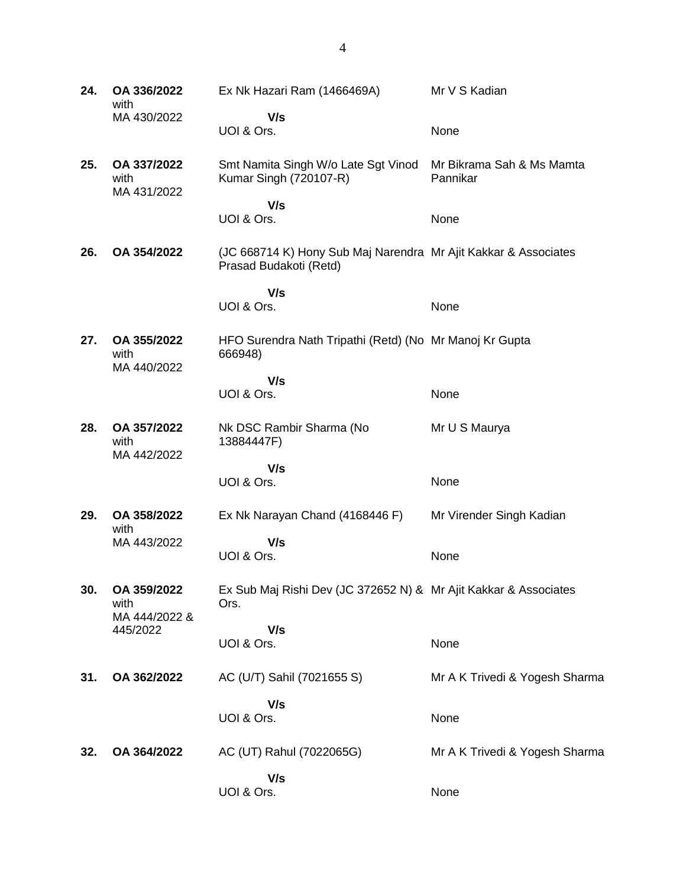| | | | |
|---|---|---|---|
| **24.** | **OA 336/2022** with MA 430/2022 | Ex Nk Hazari Ram (1466469A)<br>**V/s**<br>UOI & Ors. | Mr V S Kadian<br><br>None |
| **25.** | **OA 337/2022** with MA 431/2022 | Smt Namita Singh W/o Late Sgt Vinod Kumar Singh (720107-R)<br>**V/s**<br>UOI & Ors. | Mr Bikrama Sah & Ms Mamta Pannikar<br><br>None |
| **26.** | **OA 354/2022** | (JC 668714 K) Hony Sub Maj Narendra Prasad Budakoti (Retd)<br>**V/s**<br>UOI & Ors. | Mr Ajit Kakkar & Associates<br><br>None |
| **27.** | **OA 355/2022** with MA 440/2022 | HFO Surendra Nath Tripathi (Retd) (No 666948)<br>**V/s**<br>UOI & Ors. | Mr Manoj Kr Gupta<br><br>None |
| **28.** | **OA 357/2022** with MA 442/2022 | Nk DSC Rambir Sharma (No 13884447F)<br>**V/s**<br>UOI & Ors. | Mr U S Maurya<br><br>None |
| **29.** | **OA 358/2022** with MA 443/2022 | Ex Nk Narayan Chand (4168446 F)<br>**V/s**<br>UOI & Ors. | Mr Virender Singh Kadian<br><br>None |
| **30.** | **OA 359/2022** with MA 444/2022 & 445/2022 | Ex Sub Maj Rishi Dev (JC 372652 N) & Ors.<br>**V/s**<br>UOI & Ors. | Mr Ajit Kakkar & Associates<br><br>None |
| **31.** | **OA 362/2022** | AC (U/T) Sahil (7021655 S)<br>**V/s**<br>UOI & Ors. | Mr A K Trivedi & Yogesh Sharma<br><br>None |
| **32.** | **OA 364/2022** | AC (UT) Rahul (7022065G)<br>**V/s**<br>UOI & Ors. | Mr A K Trivedi & Yogesh Sharma<br><br>None |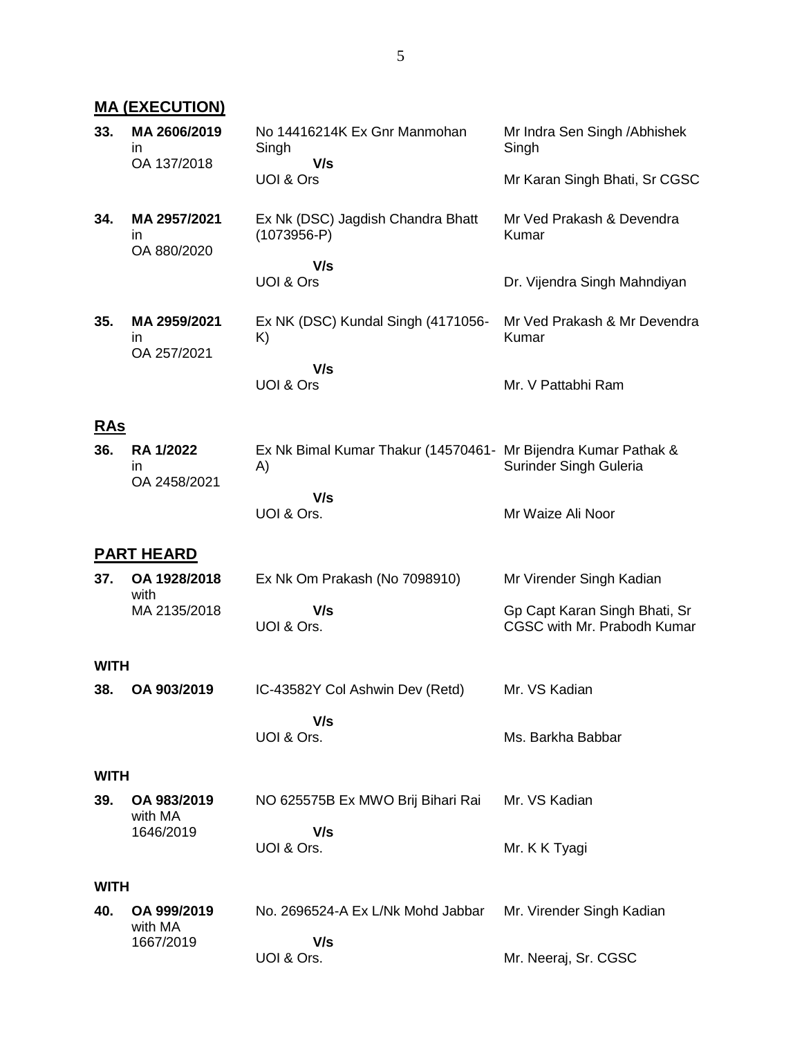## MA (EXECUTION)

| | | | |
|---|---|---|---|
| **33.** | **MA 2606/2019** in OA 137/2018 | No 14416214K Ex Gnr Manmohan Singh **V/s** UOI & Ors | Mr Indra Sen Singh /Abhishek Singh<br>Mr Karan Singh Bhati, Sr CGSC |
| **34.** | **MA 2957/2021** in OA 880/2020 | Ex Nk (DSC) Jagdish Chandra Bhatt (1073956-P) **V/s** UOI & Ors | Mr Ved Prakash & Devendra Kumar<br>Dr. Vijendra Singh Mahndiyan |
| **35.** | **MA 2959/2021** in OA 257/2021 | Ex NK (DSC) Kundal Singh (4171056-K) **V/s** UOI & Ors | Mr Ved Prakash & Mr Devendra Kumar<br>Mr. V Pattabhi Ram |

## RAs

| | | | |
|---|---|---|---|
| **36.** | **RA 1/2022** in OA 2458/2021 | Ex Nk Bimal Kumar Thakur (14570461-A) **V/s** UOI & Ors. | Mr Bijendra Kumar Pathak & Surinder Singh Guleria<br>Mr Waize Ali Noor |

## PART HEARD

| | | | |
|---|---|---|---|
| **37.** | **OA 1928/2018** with MA 2135/2018 | Ex Nk Om Prakash (No 7098910) **V/s** UOI & Ors. | Mr Virender Singh Kadian<br>Gp Capt Karan Singh Bhati, Sr CGSC with Mr. Prabodh Kumar |

**WITH**

| | | | |
|---|---|---|---|
| **38.** | **OA 903/2019** | IC-43582Y Col Ashwin Dev (Retd) **V/s** UOI & Ors. | Mr. VS Kadian<br>Ms. Barkha Babbar |

**WITH**

| | | | |
|---|---|---|---|
| **39.** | **OA 983/2019** with MA 1646/2019 | NO 625575B Ex MWO Brij Bihari Rai **V/s** UOI & Ors. | Mr. VS Kadian<br>Mr. K K Tyagi |

**WITH**

| | | | |
|---|---|---|---|
| **40.** | **OA 999/2019** with MA 1667/2019 | No. 2696524-A Ex L/Nk Mohd Jabbar **V/s** UOI & Ors. | Mr. Virender Singh Kadian<br>Mr. Neeraj, Sr. CGSC |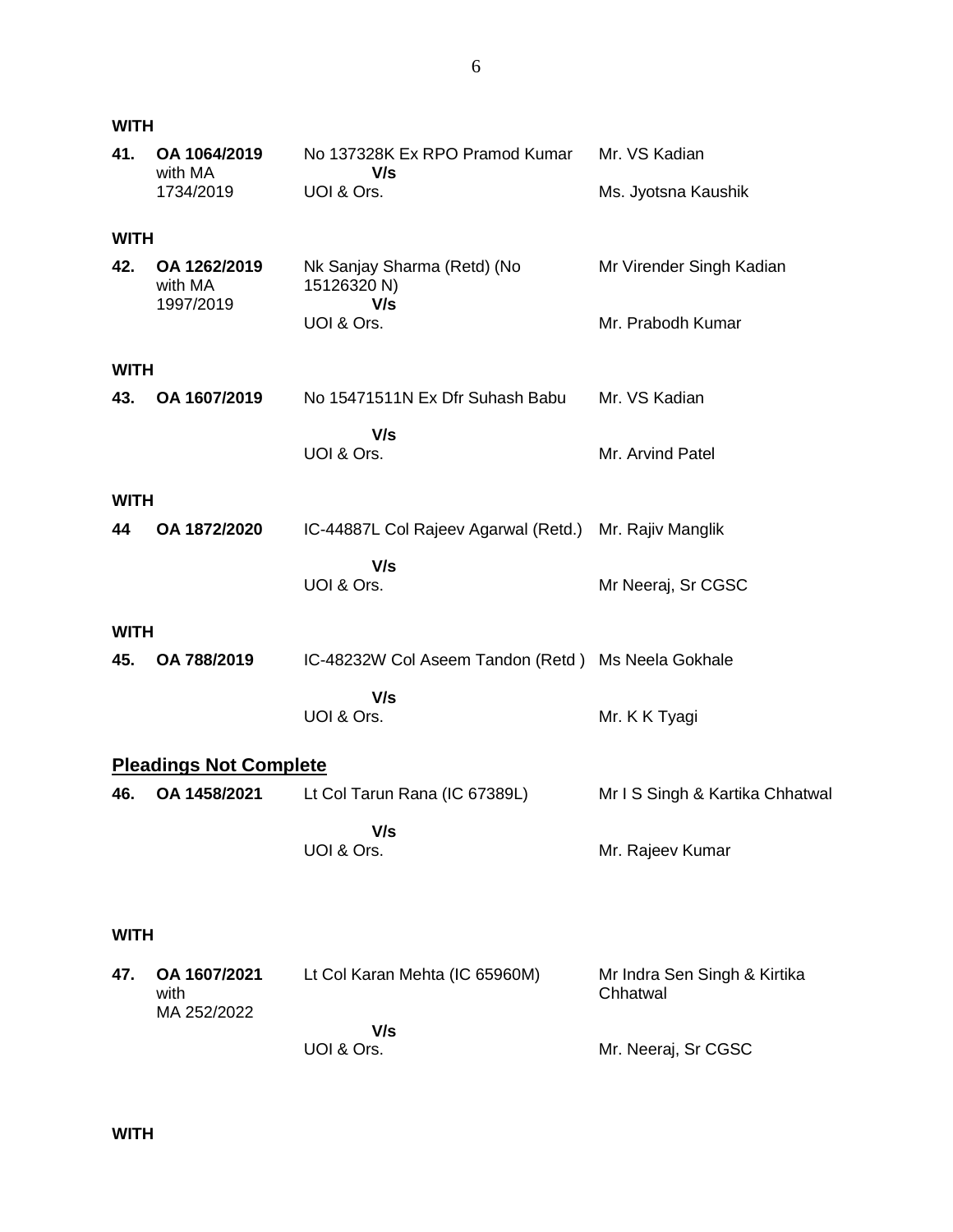**WITH**

| | | | |
|---|---|---|---|
| **41.** | **OA 1064/2019** with MA 1734/2019 | No 137328K Ex RPO Pramod Kumar **V/s** UOI & Ors. | Mr. VS Kadian<br>Ms. Jyotsna Kaushik |

**WITH**

| | | | |
|---|---|---|---|
| **42.** | **OA 1262/2019** with MA 1997/2019 | Nk Sanjay Sharma (Retd) (No 15126320 N) **V/s** UOI & Ors. | Mr Virender Singh Kadian<br>Mr. Prabodh Kumar |

**WITH**

| | | | |
|---|---|---|---|
| **43.** | **OA 1607/2019** | No 15471511N Ex Dfr Suhash Babu **V/s** UOI & Ors. | Mr. VS Kadian<br>Mr. Arvind Patel |

**WITH**

| | | | |
|---|---|---|---|
| **44** | **OA 1872/2020** | IC-44887L Col Rajeev Agarwal (Retd.) **V/s** UOI & Ors. | Mr. Rajiv Manglik<br>Mr Neeraj, Sr CGSC |

**WITH**

| | | | |
|---|---|---|---|
| **45.** | **OA 788/2019** | IC-48232W Col Aseem Tandon (Retd ) **V/s** UOI & Ors. | Ms Neela Gokhale<br>Mr. K K Tyagi |

**Pleadings Not Complete**

| | | | |
|---|---|---|---|
| **46.** | **OA 1458/2021** | Lt Col Tarun Rana (IC 67389L) **V/s** UOI & Ors. | Mr I S Singh & Kartika Chhatwal<br>Mr. Rajeev Kumar |

**WITH**

| | | | |
|---|---|---|---|
| **47.** | **OA 1607/2021** with MA 252/2022 | Lt Col Karan Mehta (IC 65960M) **V/s** UOI & Ors. | Mr Indra Sen Singh & Kirtika Chhatwal<br>Mr. Neeraj, Sr CGSC |

**WITH**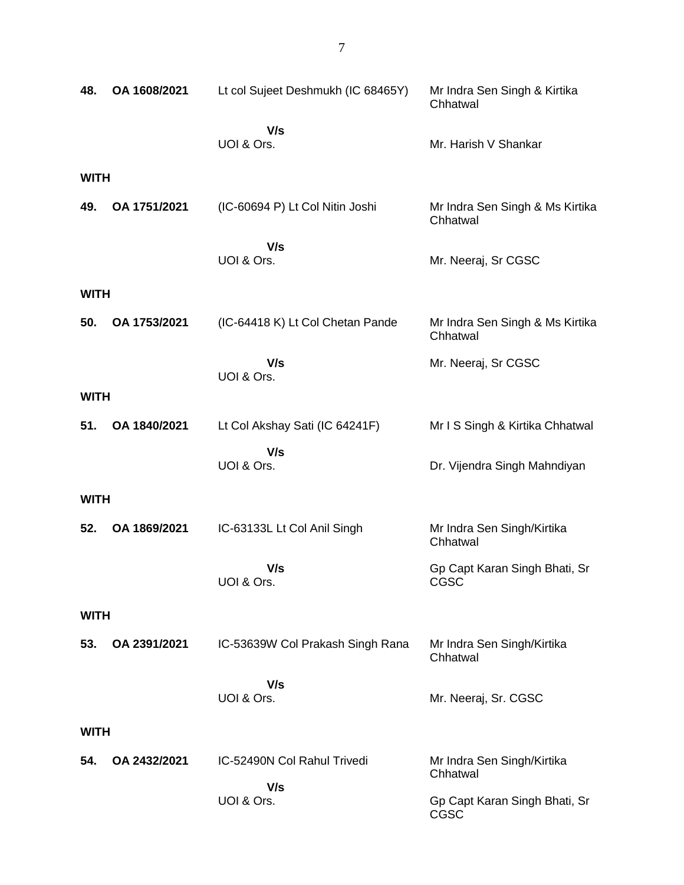| | | | |
|---|---|---|---|
| **48.** | **OA 1608/2021** | Lt col Sujeet Deshmukh (IC 68465Y) | Mr Indra Sen Singh & Kirtika Chhatwal |
| | | **V/s** UOI & Ors. | Mr. Harish V Shankar |
| **WITH** | | | |
| **49.** | **OA 1751/2021** | (IC-60694 P) Lt Col Nitin Joshi | Mr Indra Sen Singh & Ms Kirtika Chhatwal |
| | | **V/s** UOI & Ors. | Mr. Neeraj, Sr CGSC |
| **WITH** | | | |
| **50.** | **OA 1753/2021** | (IC-64418 K) Lt Col Chetan Pande | Mr Indra Sen Singh & Ms Kirtika Chhatwal |
| | | **V/s** UOI & Ors. | Mr. Neeraj, Sr CGSC |
| **WITH** | | | |
| **51.** | **OA 1840/2021** | Lt Col Akshay Sati (IC 64241F) | Mr I S Singh & Kirtika Chhatwal |
| | | **V/s** UOI & Ors. | Dr. Vijendra Singh Mahndiyan |
| **WITH** | | | |
| **52.** | **OA 1869/2021** | IC-63133L Lt Col Anil Singh | Mr Indra Sen Singh/Kirtika Chhatwal |
| | | **V/s** UOI & Ors. | Gp Capt Karan Singh Bhati, Sr CGSC |
| **WITH** | | | |
| **53.** | **OA 2391/2021** | IC-53639W Col Prakash Singh Rana | Mr Indra Sen Singh/Kirtika Chhatwal |
| | | **V/s** UOI & Ors. | Mr. Neeraj, Sr. CGSC |
| **WITH** | | | |
| **54.** | **OA 2432/2021** | IC-52490N Col Rahul Trivedi | Mr Indra Sen Singh/Kirtika Chhatwal |
| | | **V/s** UOI & Ors. | Gp Capt Karan Singh Bhati, Sr CGSC |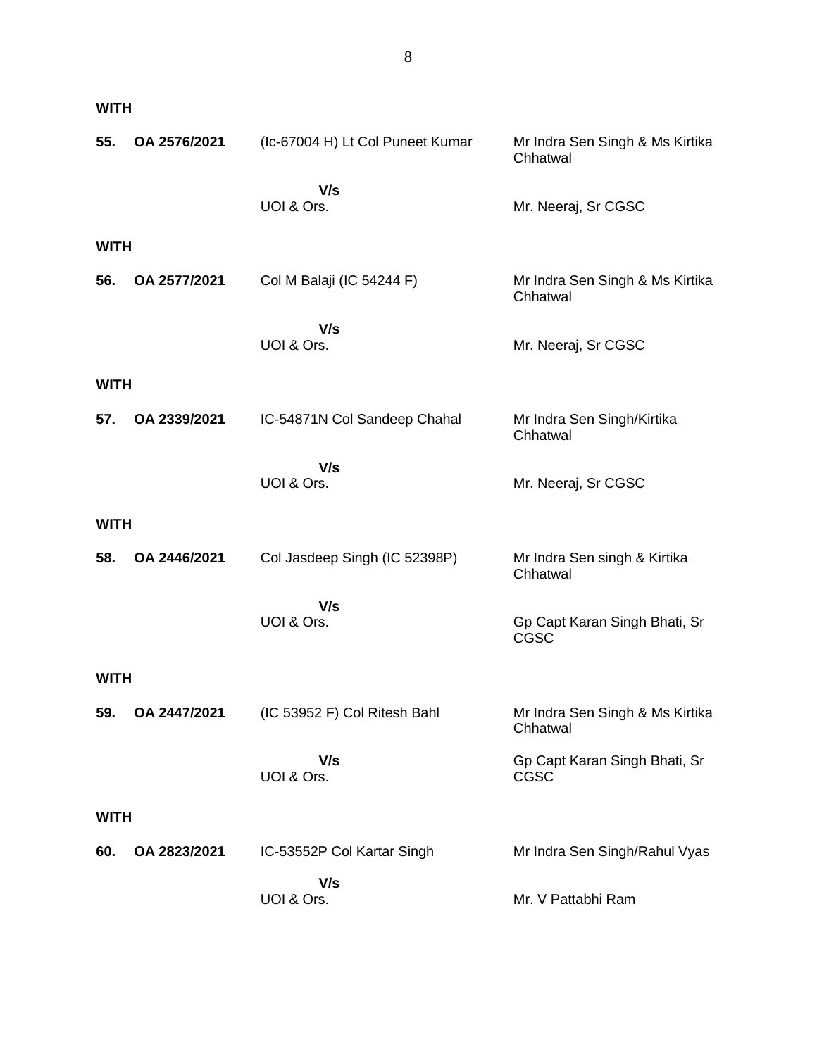**WITH**

| | | | |
|---|---|---|---|
| **55.** | **OA 2576/2021** | (Ic-67004 H) Lt Col Puneet Kumar | Mr Indra Sen Singh & Ms Kirtika Chhatwal |
| | | **V/s** UOI & Ors. | Mr. Neeraj, Sr CGSC |

**WITH**

| | | | |
|---|---|---|---|
| **56.** | **OA 2577/2021** | Col M Balaji (IC 54244 F) | Mr Indra Sen Singh & Ms Kirtika Chhatwal |
| | | **V/s** UOI & Ors. | Mr. Neeraj, Sr CGSC |

**WITH**

| | | | |
|---|---|---|---|
| **57.** | **OA 2339/2021** | IC-54871N Col Sandeep Chahal | Mr Indra Sen Singh/Kirtika Chhatwal |
| | | **V/s** UOI & Ors. | Mr. Neeraj, Sr CGSC |

**WITH**

| | | | |
|---|---|---|---|
| **58.** | **OA 2446/2021** | Col Jasdeep Singh (IC 52398P) | Mr Indra Sen singh & Kirtika Chhatwal |
| | | **V/s** UOI & Ors. | Gp Capt Karan Singh Bhati, Sr CGSC |

**WITH**

| | | | |
|---|---|---|---|
| **59.** | **OA 2447/2021** | (IC 53952 F) Col Ritesh Bahl | Mr Indra Sen Singh & Ms Kirtika Chhatwal |
| | | **V/s** UOI & Ors. | Gp Capt Karan Singh Bhati, Sr CGSC |

**WITH**

| | | | |
|---|---|---|---|
| **60.** | **OA 2823/2021** | IC-53552P Col Kartar Singh | Mr Indra Sen Singh/Rahul Vyas |
| | | **V/s** UOI & Ors. | Mr. V Pattabhi Ram |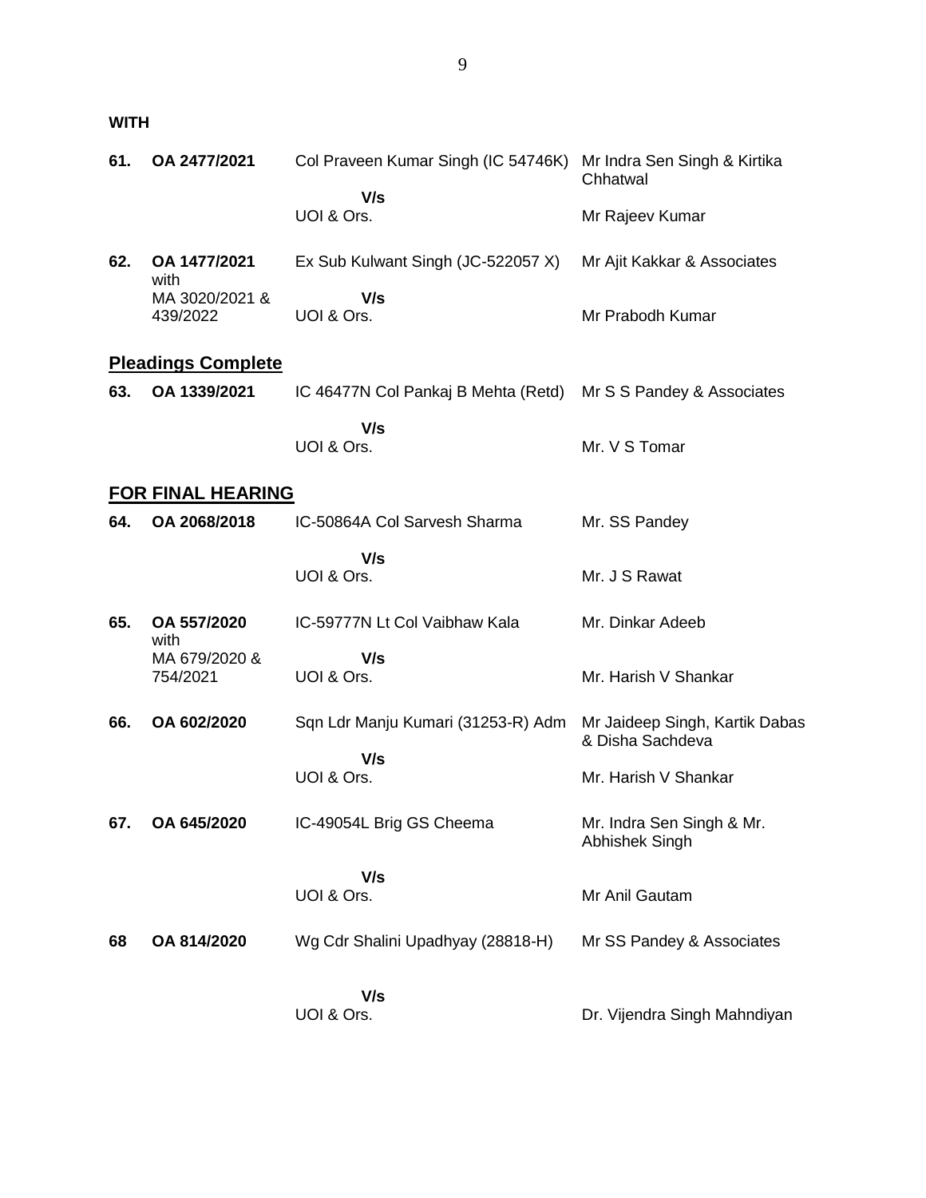**WITH**

| | | | |
|---|---|---|---|
| **61.** | **OA 2477/2021** | Col Praveen Kumar Singh (IC 54746K)<br>**V/s**<br>UOI & Ors. | Mr Indra Sen Singh & Kirtika Chhatwal<br><br>Mr Rajeev Kumar |
| **62.** | **OA 1477/2021** with MA 3020/2021 & 439/2022 | Ex Sub Kulwant Singh (JC-522057 X)<br>**V/s**<br>UOI & Ors. | Mr Ajit Kakkar & Associates<br><br>Mr Prabodh Kumar |

## **Pleadings Complete**

| | | | |
|---|---|---|---|
| **63.** | **OA 1339/2021** | IC 46477N Col Pankaj B Mehta (Retd)<br>**V/s**<br>UOI & Ors. | Mr S S Pandey & Associates<br><br>Mr. V S Tomar |

## **FOR FINAL HEARING**

| | | | |
|---|---|---|---|
| **64.** | **OA 2068/2018** | IC-50864A Col Sarvesh Sharma<br>**V/s**<br>UOI & Ors. | Mr. SS Pandey<br><br>Mr. J S Rawat |
| **65.** | **OA 557/2020** with MA 679/2020 & 754/2021 | IC-59777N Lt Col Vaibhaw Kala<br>**V/s**<br>UOI & Ors. | Mr. Dinkar Adeeb<br><br>Mr. Harish V Shankar |
| **66.** | **OA 602/2020** | Sqn Ldr Manju Kumari (31253-R) Adm<br>**V/s**<br>UOI & Ors. | Mr Jaideep Singh, Kartik Dabas & Disha Sachdeva<br><br>Mr. Harish V Shankar |
| **67.** | **OA 645/2020** | IC-49054L Brig GS Cheema<br>**V/s**<br>UOI & Ors. | Mr. Indra Sen Singh & Mr. Abhishek Singh<br><br>Mr Anil Gautam |
| **68** | **OA 814/2020** | Wg Cdr Shalini Upadhyay (28818-H)<br>**V/s**<br>UOI & Ors. | Mr SS Pandey & Associates<br><br>Dr. Vijendra Singh Mahndiyan |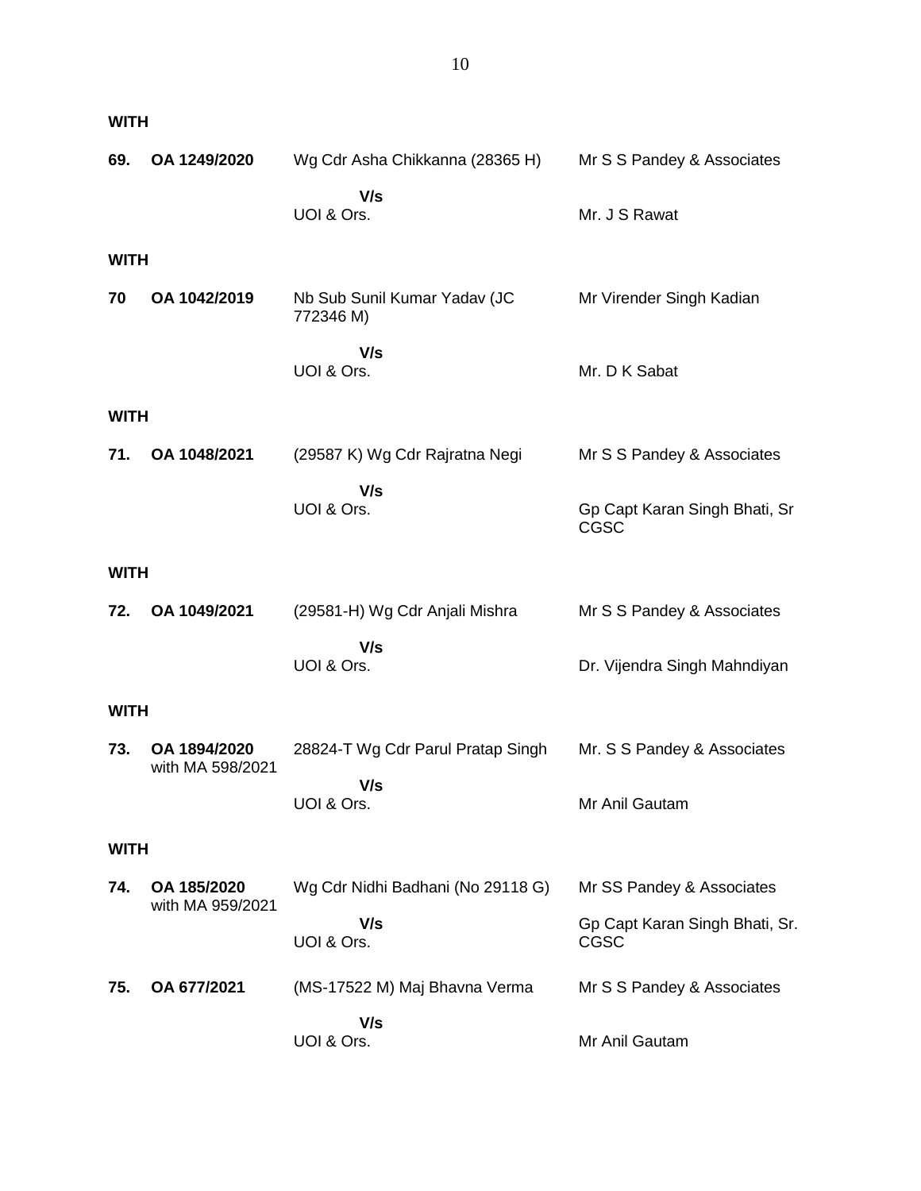**WITH**

| | | | |
|---|---|---|---|
| **69.** | **OA 1249/2020** | Wg Cdr Asha Chikkanna (28365 H) | Mr S S Pandey & Associates |
| | | **V/s** | |
| | | UOI & Ors. | Mr. J S Rawat |

**WITH**

| | | | |
|---|---|---|---|
| **70** | **OA 1042/2019** | Nb Sub Sunil Kumar Yadav (JC 772346 M) | Mr Virender Singh Kadian |
| | | **V/s** | |
| | | UOI & Ors. | Mr. D K Sabat |

**WITH**

| | | | |
|---|---|---|---|
| **71.** | **OA 1048/2021** | (29587 K) Wg Cdr Rajratna Negi | Mr S S Pandey & Associates |
| | | **V/s** | |
| | | UOI & Ors. | Gp Capt Karan Singh Bhati, Sr CGSC |

**WITH**

| | | | |
|---|---|---|---|
| **72.** | **OA 1049/2021** | (29581-H) Wg Cdr Anjali Mishra | Mr S S Pandey & Associates |
| | | **V/s** | |
| | | UOI & Ors. | Dr. Vijendra Singh Mahndiyan |

**WITH**

| | | | |
|---|---|---|---|
| **73.** | **OA 1894/2020** with MA 598/2021 | 28824-T Wg Cdr Parul Pratap Singh | Mr. S S Pandey & Associates |
| | | **V/s** | |
| | | UOI & Ors. | Mr Anil Gautam |

**WITH**

| | | | |
|---|---|---|---|
| **74.** | **OA 185/2020** with MA 959/2021 | Wg Cdr Nidhi Badhani (No 29118 G) | Mr SS Pandey & Associates |
| | | **V/s** | |
| | | UOI & Ors. | Gp Capt Karan Singh Bhati, Sr. CGSC |
| **75.** | **OA 677/2021** | (MS-17522 M) Maj Bhavna Verma | Mr S S Pandey & Associates |
| | | **V/s** | |
| | | UOI & Ors. | Mr Anil Gautam |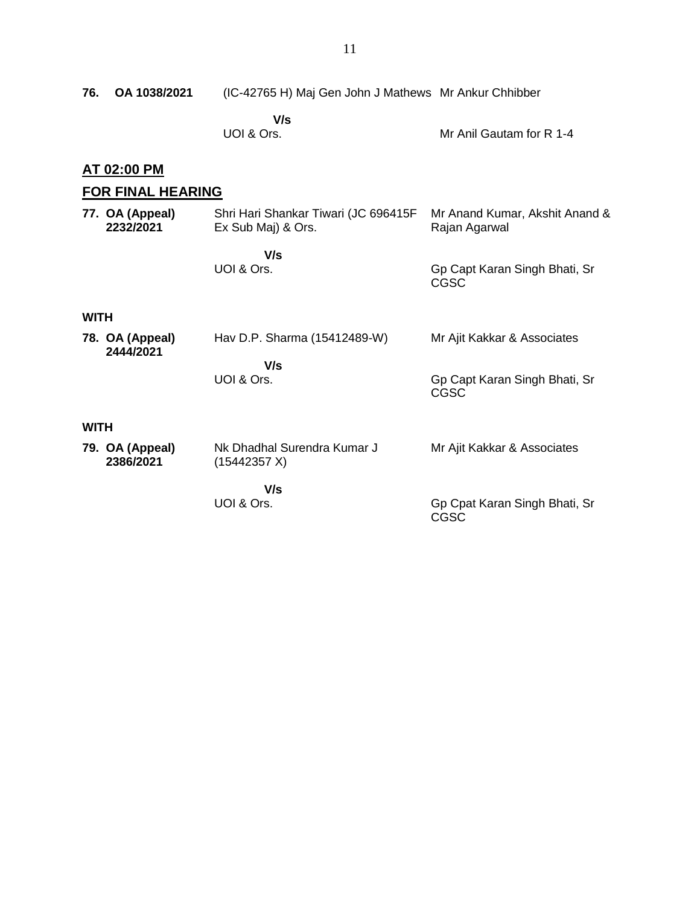| | | | |
|---|---|---|---|
| **76.** | **OA 1038/2021** | (IC-42765 H) Maj Gen John J Mathews | Mr Ankur Chhibber |
| | | **V/s** | |
| | | UOI & Ors. | Mr Anil Gautam for R 1-4 |

## AT 02:00 PM

## FOR FINAL HEARING

| | | |
|---|---|---|
| **77. OA (Appeal) 2232/2021** | Shri Hari Shankar Tiwari (JC 696415F Ex Sub Maj) & Ors. | Mr Anand Kumar, Akshit Anand & Rajan Agarwal |
| | **V/s** | |
| | UOI & Ors. | Gp Capt Karan Singh Bhati, Sr CGSC |

**WITH**

| | | |
|---|---|---|
| **78. OA (Appeal) 2444/2021** | Hav D.P. Sharma (15412489-W) | Mr Ajit Kakkar & Associates |
| | **V/s** | |
| | UOI & Ors. | Gp Capt Karan Singh Bhati, Sr CGSC |

**WITH**

| | | |
|---|---|---|
| **79. OA (Appeal) 2386/2021** | Nk Dhadhal Surendra Kumar J (15442357 X) | Mr Ajit Kakkar & Associates |
| | **V/s** | |
| | UOI & Ors. | Gp Cpat Karan Singh Bhati, Sr CGSC |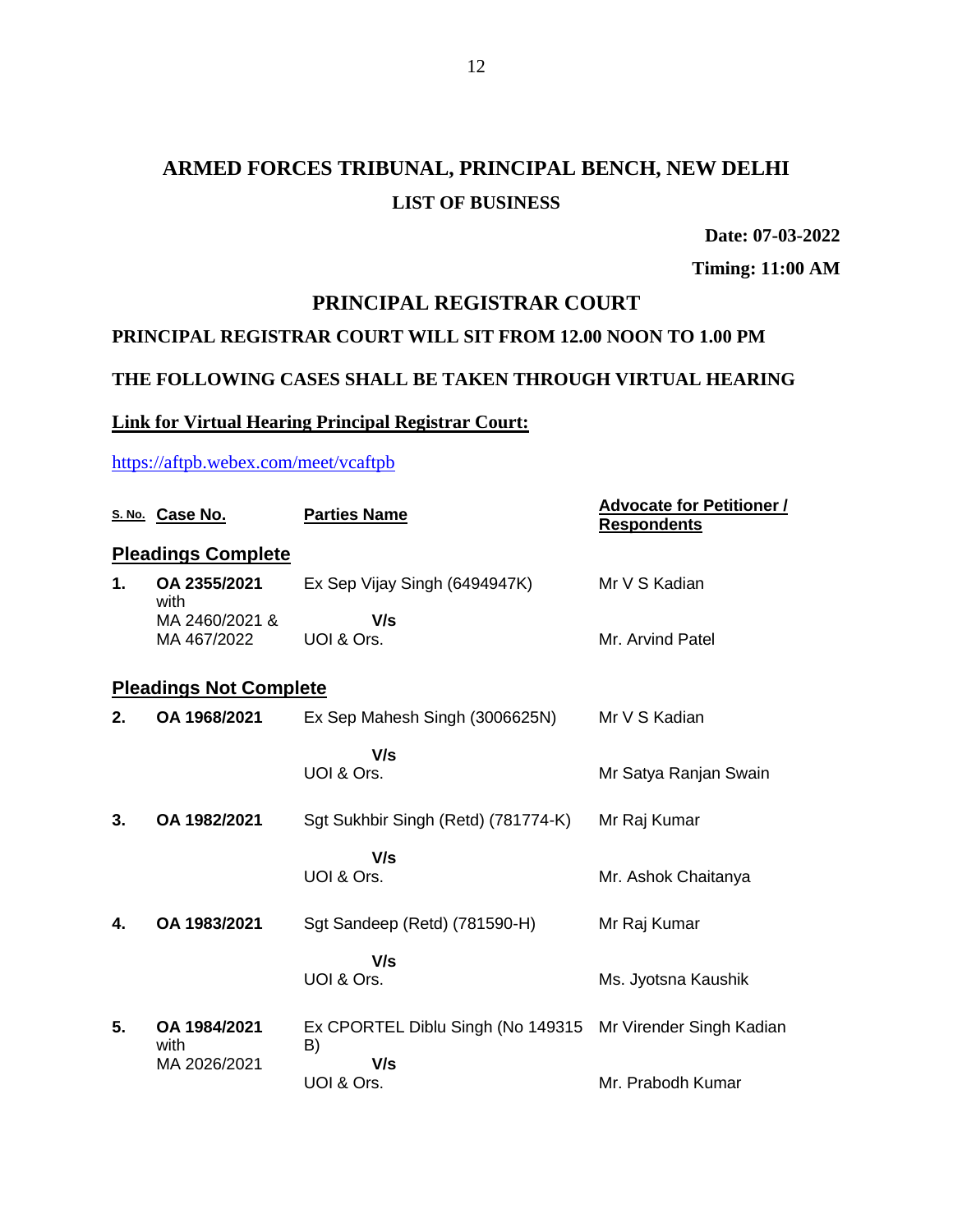# ARMED FORCES TRIBUNAL, PRINCIPAL BENCH, NEW DELHI

## LIST OF BUSINESS

**Date: 07-03-2022**

**Timing: 11:00 AM**

## PRINCIPAL REGISTRAR COURT

**PRINCIPAL REGISTRAR COURT WILL SIT FROM 12.00 NOON TO 1.00 PM**

**THE FOLLOWING CASES SHALL BE TAKEN THROUGH VIRTUAL HEARING**

**Link for Virtual Hearing Principal Registrar Court:**

https://aftpb.webex.com/meet/vcaftpb

| S. No. | Case No. | Parties Name | Advocate for Petitioner / Respondents |
|---|---|---|---|
| **Pleadings Complete** | | | |
| **1.** | **OA 2355/2021** with MA 2460/2021 & MA 467/2022 | Ex Sep Vijay Singh (6494947K) **V/s** UOI & Ors. | Mr V S Kadian<br>Mr. Arvind Patel |
| **Pleadings Not Complete** | | | |
| **2.** | **OA 1968/2021** | Ex Sep Mahesh Singh (3006625N) **V/s** UOI & Ors. | Mr V S Kadian<br>Mr Satya Ranjan Swain |
| **3.** | **OA 1982/2021** | Sgt Sukhbir Singh (Retd) (781774-K) **V/s** UOI & Ors. | Mr Raj Kumar<br>Mr. Ashok Chaitanya |
| **4.** | **OA 1983/2021** | Sgt Sandeep (Retd) (781590-H) **V/s** UOI & Ors. | Mr Raj Kumar<br>Ms. Jyotsna Kaushik |
| **5.** | **OA 1984/2021** with MA 2026/2021 | Ex CPORTEL Diblu Singh (No 149315 B) **V/s** UOI & Ors. | Mr Virender Singh Kadian<br>Mr. Prabodh Kumar |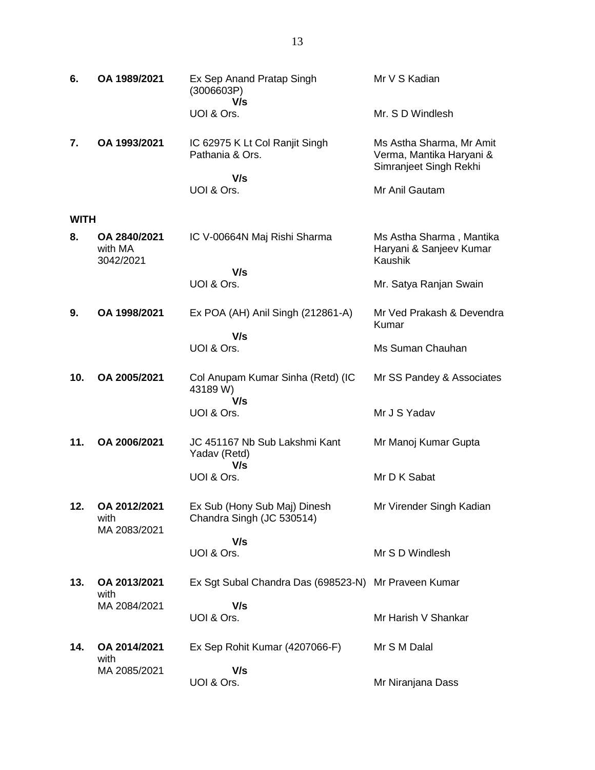| | | | |
|---|---|---|---|
| **6.** | **OA 1989/2021** | Ex Sep Anand Pratap Singh (3006603P)<br>**V/s**<br>UOI & Ors. | Mr V S Kadian<br><br>Mr. S D Windlesh |
| **7.** | **OA 1993/2021** | IC 62975 K Lt Col Ranjit Singh Pathania & Ors.<br>**V/s**<br>UOI & Ors. | Ms Astha Sharma, Mr Amit Verma, Mantika Haryani & Simranjeet Singh Rekhi<br><br>Mr Anil Gautam |
| **WITH** | | | |
| **8.** | **OA 2840/2021** with MA 3042/2021 | IC V-00664N Maj Rishi Sharma<br>**V/s**<br>UOI & Ors. | Ms Astha Sharma , Mantika Haryani & Sanjeev Kumar Kaushik<br><br>Mr. Satya Ranjan Swain |
| **9.** | **OA 1998/2021** | Ex POA (AH) Anil Singh (212861-A)<br>**V/s**<br>UOI & Ors. | Mr Ved Prakash & Devendra Kumar<br><br>Ms Suman Chauhan |
| **10.** | **OA 2005/2021** | Col Anupam Kumar Sinha (Retd) (IC 43189 W)<br>**V/s**<br>UOI & Ors. | Mr SS Pandey & Associates<br><br>Mr J S Yadav |
| **11.** | **OA 2006/2021** | JC 451167 Nb Sub Lakshmi Kant Yadav (Retd)<br>**V/s**<br>UOI & Ors. | Mr Manoj Kumar Gupta<br><br>Mr D K Sabat |
| **12.** | **OA 2012/2021** with MA 2083/2021 | Ex Sub (Hony Sub Maj) Dinesh Chandra Singh (JC 530514)<br>**V/s**<br>UOI & Ors. | Mr Virender Singh Kadian<br><br>Mr S D Windlesh |
| **13.** | **OA 2013/2021** with MA 2084/2021 | Ex Sgt Subal Chandra Das (698523-N)<br>**V/s**<br>UOI & Ors. | Mr Praveen Kumar<br><br>Mr Harish V Shankar |
| **14.** | **OA 2014/2021** with MA 2085/2021 | Ex Sep Rohit Kumar (4207066-F)<br>**V/s**<br>UOI & Ors. | Mr S M Dalal<br><br>Mr Niranjana Dass |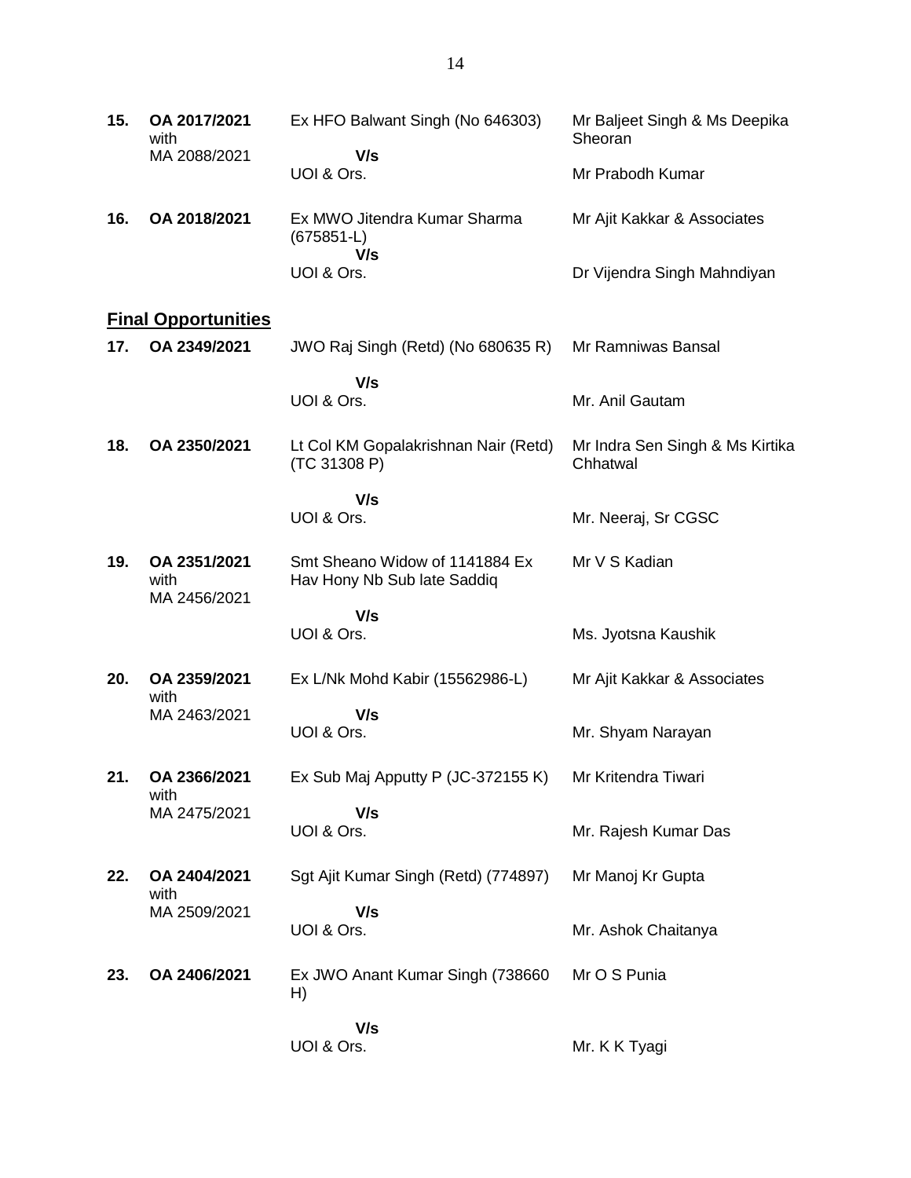| | | | |
|---|---|---|---|
| **15.** | **OA 2017/2021** with MA 2088/2021 | Ex HFO Balwant Singh (No 646303) **V/s** UOI & Ors. | Mr Baljeet Singh & Ms Deepika Sheoran<br>Mr Prabodh Kumar |
| **16.** | **OA 2018/2021** | Ex MWO Jitendra Kumar Sharma (675851-L) **V/s** UOI & Ors. | Mr Ajit Kakkar & Associates<br>Dr Vijendra Singh Mahndiyan |

**Final Opportunities**

| | | | |
|---|---|---|---|
| **17.** | **OA 2349/2021** | JWO Raj Singh (Retd) (No 680635 R) **V/s** UOI & Ors. | Mr Ramniwas Bansal<br>Mr. Anil Gautam |
| **18.** | **OA 2350/2021** | Lt Col KM Gopalakrishnan Nair (Retd) (TC 31308 P) **V/s** UOI & Ors. | Mr Indra Sen Singh & Ms Kirtika Chhatwal<br>Mr. Neeraj, Sr CGSC |
| **19.** | **OA 2351/2021** with MA 2456/2021 | Smt Sheano Widow of 1141884 Ex Hav Hony Nb Sub late Saddiq **V/s** UOI & Ors. | Mr V S Kadian<br>Ms. Jyotsna Kaushik |
| **20.** | **OA 2359/2021** with MA 2463/2021 | Ex L/Nk Mohd Kabir (15562986-L) **V/s** UOI & Ors. | Mr Ajit Kakkar & Associates<br>Mr. Shyam Narayan |
| **21.** | **OA 2366/2021** with MA 2475/2021 | Ex Sub Maj Apputty P (JC-372155 K) **V/s** UOI & Ors. | Mr Kritendra Tiwari<br>Mr. Rajesh Kumar Das |
| **22.** | **OA 2404/2021** with MA 2509/2021 | Sgt Ajit Kumar Singh (Retd) (774897) **V/s** UOI & Ors. | Mr Manoj Kr Gupta<br>Mr. Ashok Chaitanya |
| **23.** | **OA 2406/2021** | Ex JWO Anant Kumar Singh (738660 H) **V/s** UOI & Ors. | Mr O S Punia<br>Mr. K K Tyagi |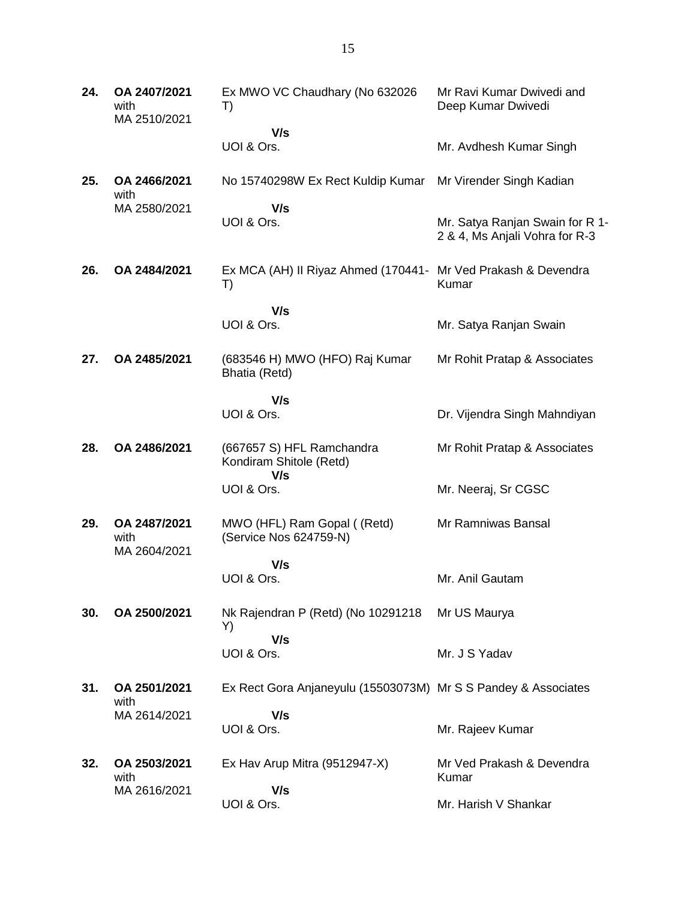| | | | |
|---|---|---|---|
| **24.** | **OA 2407/2021** with MA 2510/2021 | Ex MWO VC Chaudhary (No 632026 T) **V/s** UOI & Ors. | Mr Ravi Kumar Dwivedi and Deep Kumar Dwivedi<br><br>Mr. Avdhesh Kumar Singh |
| **25.** | **OA 2466/2021** with MA 2580/2021 | No 15740298W Ex Rect Kuldip Kumar **V/s** UOI & Ors. | Mr Virender Singh Kadian<br><br>Mr. Satya Ranjan Swain for R 1-2 & 4, Ms Anjali Vohra for R-3 |
| **26.** | **OA 2484/2021** | Ex MCA (AH) II Riyaz Ahmed (170441-T) **V/s** UOI & Ors. | Mr Ved Prakash & Devendra Kumar<br><br>Mr. Satya Ranjan Swain |
| **27.** | **OA 2485/2021** | (683546 H) MWO (HFO) Raj Kumar Bhatia (Retd) **V/s** UOI & Ors. | Mr Rohit Pratap & Associates<br><br>Dr. Vijendra Singh Mahndiyan |
| **28.** | **OA 2486/2021** | (667657 S) HFL Ramchandra Kondiram Shitole (Retd) **V/s** UOI & Ors. | Mr Rohit Pratap & Associates<br><br>Mr. Neeraj, Sr CGSC |
| **29.** | **OA 2487/2021** with MA 2604/2021 | MWO (HFL) Ram Gopal ( (Retd) (Service Nos 624759-N) **V/s** UOI & Ors. | Mr Ramniwas Bansal<br><br>Mr. Anil Gautam |
| **30.** | **OA 2500/2021** | Nk Rajendran P (Retd) (No 10291218 Y) **V/s** UOI & Ors. | Mr US Maurya<br><br>Mr. J S Yadav |
| **31.** | **OA 2501/2021** with MA 2614/2021 | Ex Rect Gora Anjaneyulu (15503073M) **V/s** UOI & Ors. | Mr S S Pandey & Associates<br><br>Mr. Rajeev Kumar |
| **32.** | **OA 2503/2021** with MA 2616/2021 | Ex Hav Arup Mitra (9512947-X) **V/s** UOI & Ors. | Mr Ved Prakash & Devendra Kumar<br><br>Mr. Harish V Shankar |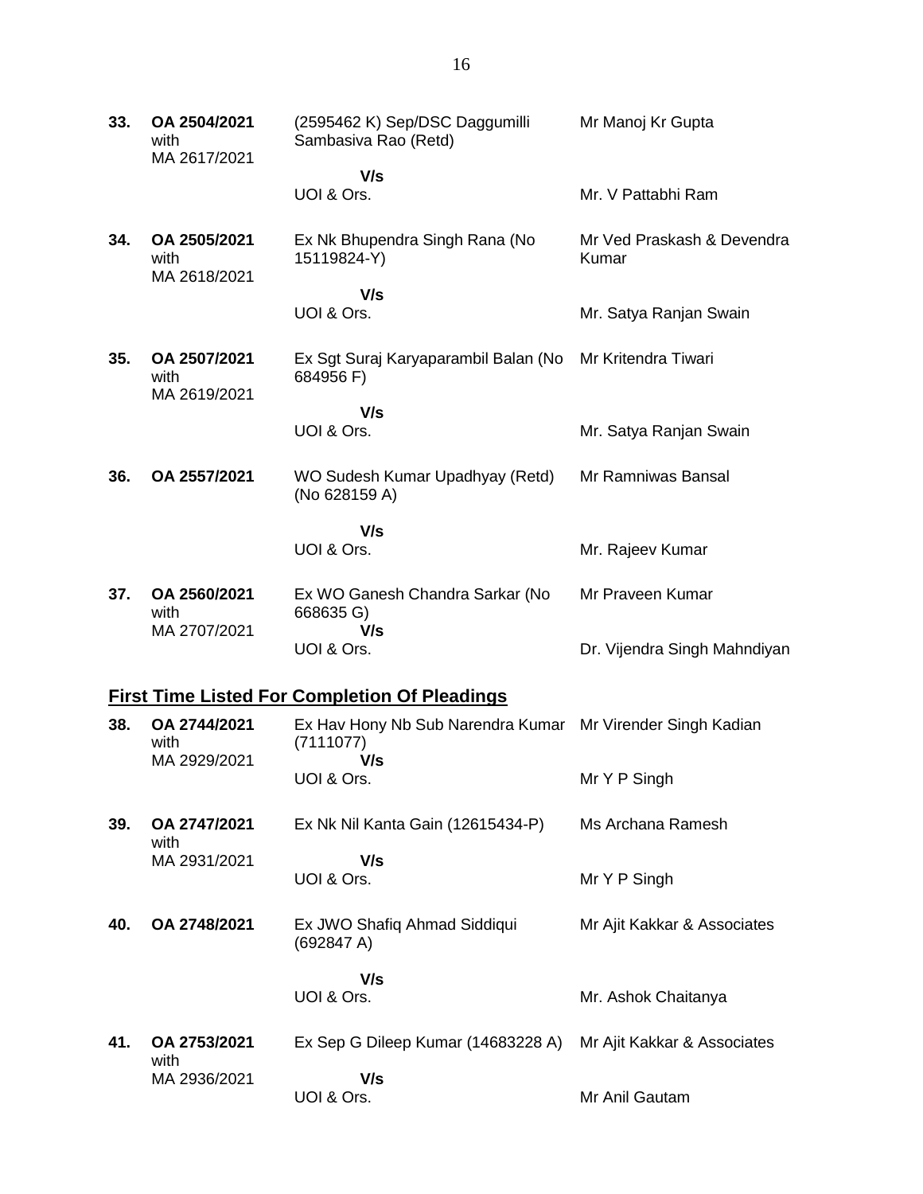| | | | |
|---|---|---|---|
| **33.** | **OA 2504/2021** with MA 2617/2021 | (2595462 K) Sep/DSC Daggumilli Sambasiva Rao (Retd) **V/s** UOI & Ors. | Mr Manoj Kr Gupta<br><br>Mr. V Pattabhi Ram |
| **34.** | **OA 2505/2021** with MA 2618/2021 | Ex Nk Bhupendra Singh Rana (No 15119824-Y) **V/s** UOI & Ors. | Mr Ved Praskash & Devendra Kumar<br><br>Mr. Satya Ranjan Swain |
| **35.** | **OA 2507/2021** with MA 2619/2021 | Ex Sgt Suraj Karyaparambil Balan (No 684956 F) **V/s** UOI & Ors. | Mr Kritendra Tiwari<br><br>Mr. Satya Ranjan Swain |
| **36.** | **OA 2557/2021** | WO Sudesh Kumar Upadhyay (Retd) (No 628159 A) **V/s** UOI & Ors. | Mr Ramniwas Bansal<br><br>Mr. Rajeev Kumar |
| **37.** | **OA 2560/2021** with MA 2707/2021 | Ex WO Ganesh Chandra Sarkar (No 668635 G) **V/s** UOI & Ors. | Mr Praveen Kumar<br><br>Dr. Vijendra Singh Mahndiyan |

## First Time Listed For Completion Of Pleadings

| | | | |
|---|---|---|---|
| **38.** | **OA 2744/2021** with MA 2929/2021 | Ex Hav Hony Nb Sub Narendra Kumar (7111077) **V/s** UOI & Ors. | Mr Virender Singh Kadian<br><br>Mr Y P Singh |
| **39.** | **OA 2747/2021** with MA 2931/2021 | Ex Nk Nil Kanta Gain (12615434-P) **V/s** UOI & Ors. | Ms Archana Ramesh<br><br>Mr Y P Singh |
| **40.** | **OA 2748/2021** | Ex JWO Shafiq Ahmad Siddiqui (692847 A) **V/s** UOI & Ors. | Mr Ajit Kakkar & Associates<br><br>Mr. Ashok Chaitanya |
| **41.** | **OA 2753/2021** with MA 2936/2021 | Ex Sep G Dileep Kumar (14683228 A) **V/s** UOI & Ors. | Mr Ajit Kakkar & Associates<br><br>Mr Anil Gautam |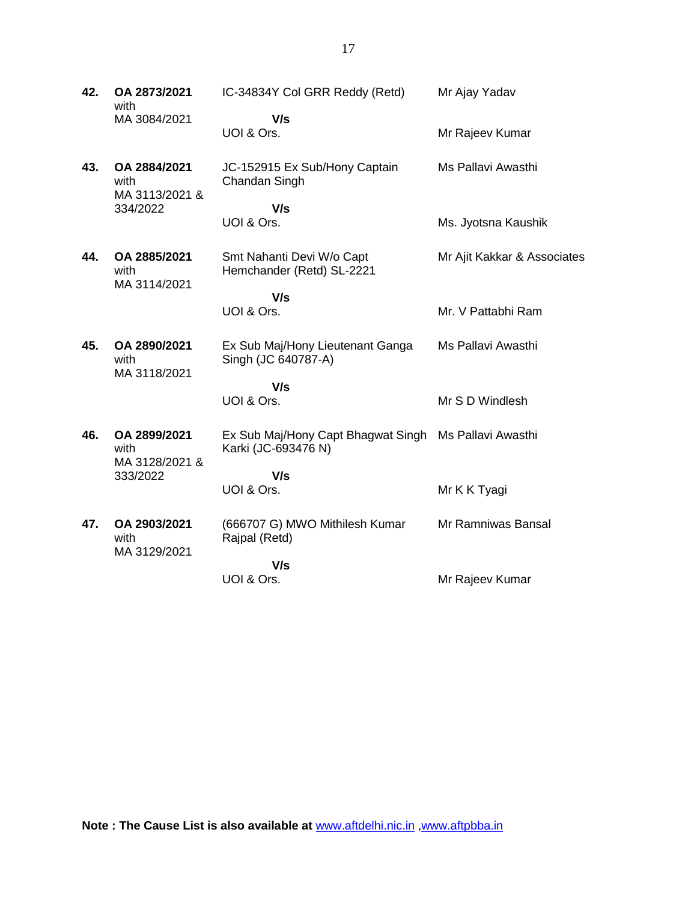| | | | |
|---|---|---|---|
| **42.** | **OA 2873/2021** with MA 3084/2021 | IC-34834Y Col GRR Reddy (Retd) **V/s** UOI & Ors. | Mr Ajay Yadav<br>Mr Rajeev Kumar |
| **43.** | **OA 2884/2021** with MA 3113/2021 & 334/2022 | JC-152915 Ex Sub/Hony Captain Chandan Singh **V/s** UOI & Ors. | Ms Pallavi Awasthi<br>Ms. Jyotsna Kaushik |
| **44.** | **OA 2885/2021** with MA 3114/2021 | Smt Nahanti Devi W/o Capt Hemchander (Retd) SL-2221 **V/s** UOI & Ors. | Mr Ajit Kakkar & Associates<br>Mr. V Pattabhi Ram |
| **45.** | **OA 2890/2021** with MA 3118/2021 | Ex Sub Maj/Hony Lieutenant Ganga Singh (JC 640787-A) **V/s** UOI & Ors. | Ms Pallavi Awasthi<br>Mr S D Windlesh |
| **46.** | **OA 2899/2021** with MA 3128/2021 & 333/2022 | Ex Sub Maj/Hony Capt Bhagwat Singh Karki (JC-693476 N) **V/s** UOI & Ors. | Ms Pallavi Awasthi<br>Mr K K Tyagi |
| **47.** | **OA 2903/2021** with MA 3129/2021 | (666707 G) MWO Mithilesh Kumar Rajpal (Retd) **V/s** UOI & Ors. | Mr Ramniwas Bansal<br>Mr Rajeev Kumar |

**Note : The Cause List is also available at** www.aftdelhi.nic.in ,www.aftpbba.in